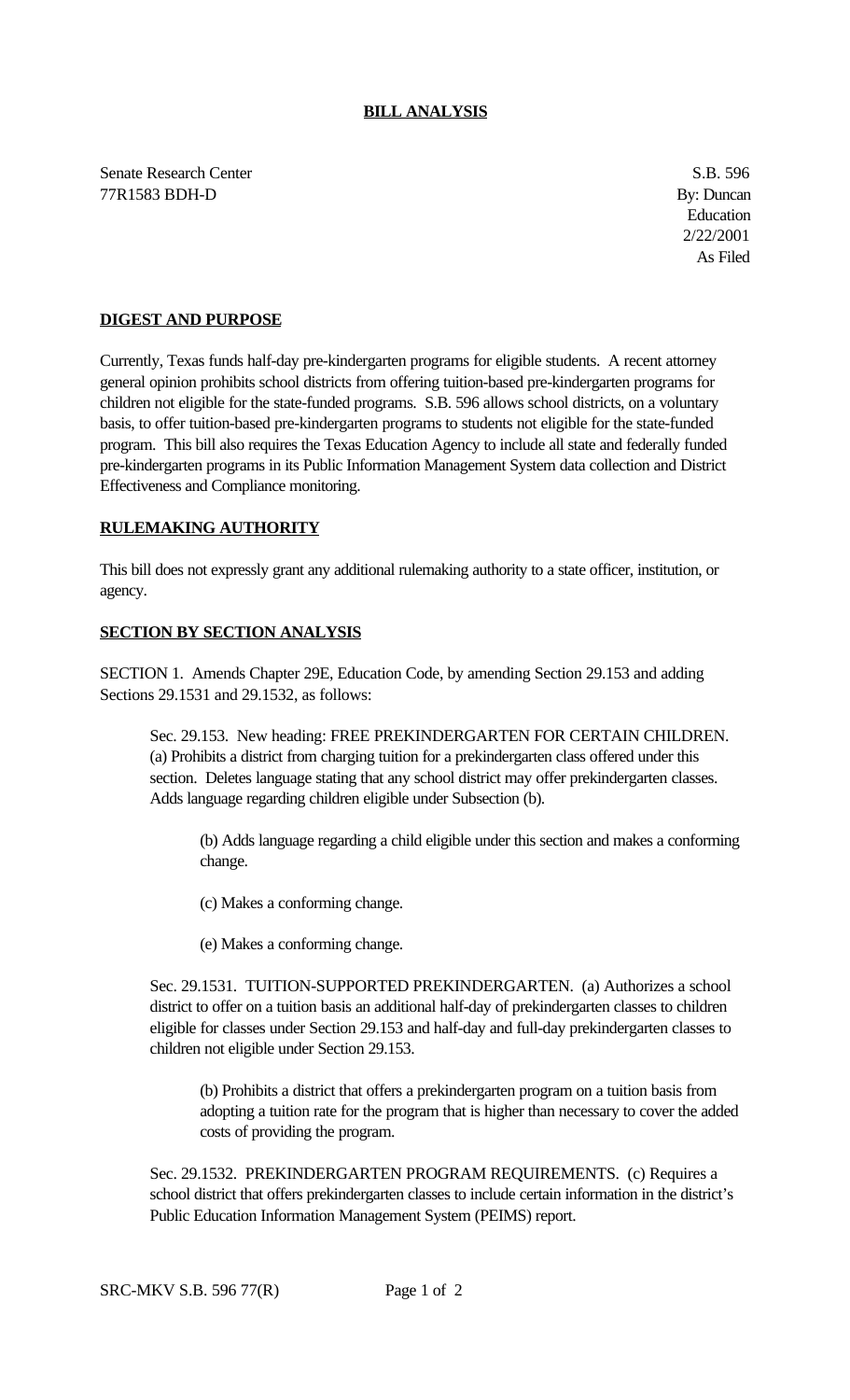**BILL ANALYSIS**

Senate Research Center
77R1583 BDH-D

S.B. 596
By: Duncan
Education
2/22/2001
As Filed

**DIGEST AND PURPOSE**

Currently, Texas funds half-day pre-kindergarten programs for eligible students. A recent attorney general opinion prohibits school districts from offering tuition-based pre-kindergarten programs for children not eligible for the state-funded programs. S.B. 596 allows school districts, on a voluntary basis, to offer tuition-based pre-kindergarten programs to students not eligible for the state-funded program. This bill also requires the Texas Education Agency to include all state and federally funded pre-kindergarten programs in its Public Information Management System data collection and District Effectiveness and Compliance monitoring.

**RULEMAKING AUTHORITY**

This bill does not expressly grant any additional rulemaking authority to a state officer, institution, or agency.

**SECTION BY SECTION ANALYSIS**

SECTION 1. Amends Chapter 29E, Education Code, by amending Section 29.153 and adding Sections 29.1531 and 29.1532, as follows:

Sec. 29.153. New heading: FREE PREKINDERGARTEN FOR CERTAIN CHILDREN. (a) Prohibits a district from charging tuition for a prekindergarten class offered under this section. Deletes language stating that any school district may offer prekindergarten classes. Adds language regarding children eligible under Subsection (b).

(b) Adds language regarding a child eligible under this section and makes a conforming change.

(c) Makes a conforming change.

(e) Makes a conforming change.

Sec. 29.1531. TUITION-SUPPORTED PREKINDERGARTEN. (a) Authorizes a school district to offer on a tuition basis an additional half-day of prekindergarten classes to children eligible for classes under Section 29.153 and half-day and full-day prekindergarten classes to children not eligible under Section 29.153.

(b) Prohibits a district that offers a prekindergarten program on a tuition basis from adopting a tuition rate for the program that is higher than necessary to cover the added costs of providing the program.

Sec. 29.1532. PREKINDERGARTEN PROGRAM REQUIREMENTS. (c) Requires a school district that offers prekindergarten classes to include certain information in the district's Public Education Information Management System (PEIMS) report.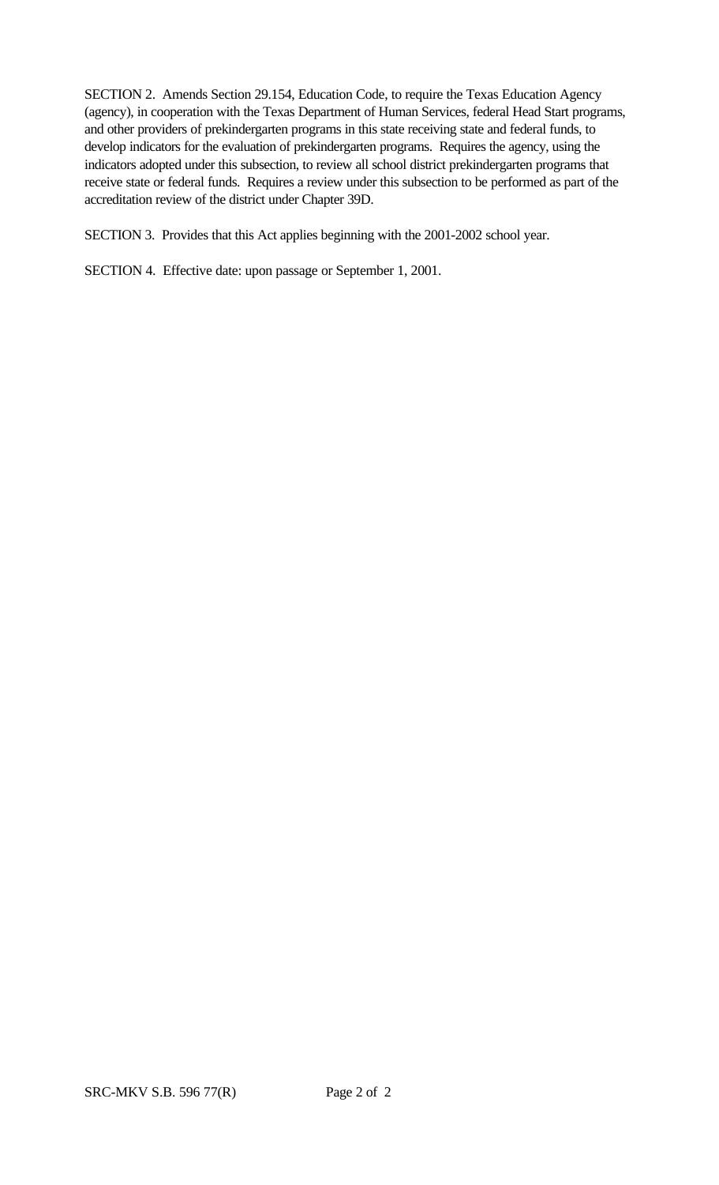SECTION 2. Amends Section 29.154, Education Code, to require the Texas Education Agency (agency), in cooperation with the Texas Department of Human Services, federal Head Start programs, and other providers of prekindergarten programs in this state receiving state and federal funds, to develop indicators for the evaluation of prekindergarten programs. Requires the agency, using the indicators adopted under this subsection, to review all school district prekindergarten programs that receive state or federal funds. Requires a review under this subsection to be performed as part of the accreditation review of the district under Chapter 39D.

SECTION 3. Provides that this Act applies beginning with the 2001-2002 school year.

SECTION 4. Effective date: upon passage or September 1, 2001.